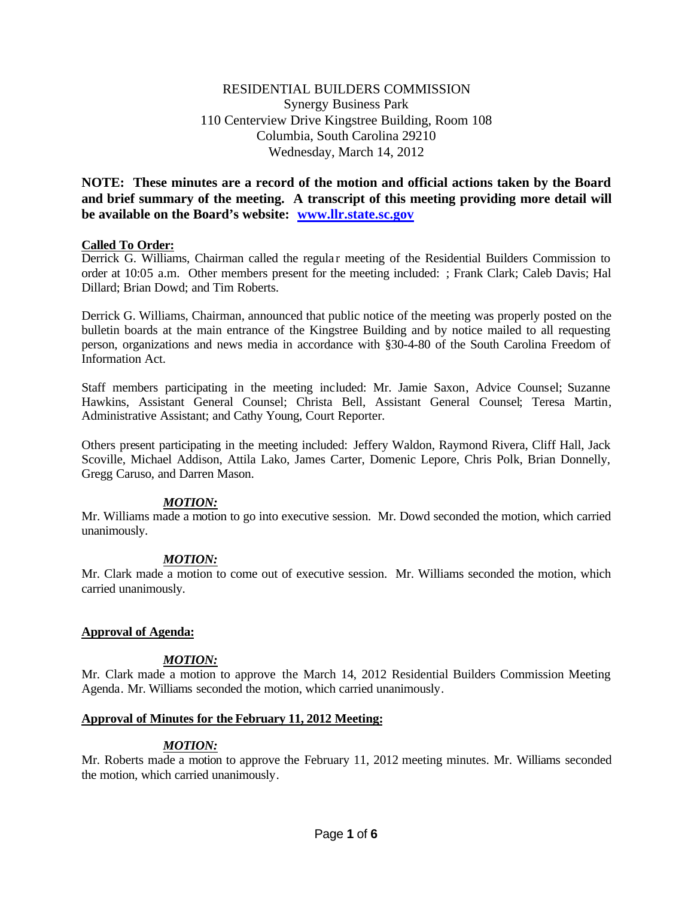RESIDENTIAL BUILDERS COMMISSION
Synergy Business Park
110 Centerview Drive Kingstree Building, Room 108
Columbia, South Carolina 29210
Wednesday, March 14, 2012

**NOTE: These minutes are a record of the motion and official actions taken by the Board and brief summary of the meeting. A transcript of this meeting providing more detail will be available on the Board's website: [www.llr.state.sc.gov](http://www.llr.state.sc.gov)**

**Called To Order:**

Derrick G. Williams, Chairman called the regular meeting of the Residential Builders Commission to order at 10:05 a.m. Other members present for the meeting included: ; Frank Clark; Caleb Davis; Hal Dillard; Brian Dowd; and Tim Roberts.

Derrick G. Williams, Chairman, announced that public notice of the meeting was properly posted on the bulletin boards at the main entrance of the Kingstree Building and by notice mailed to all requesting person, organizations and news media in accordance with §30-4-80 of the South Carolina Freedom of Information Act.

Staff members participating in the meeting included: Mr. Jamie Saxon, Advice Counsel; Suzanne Hawkins, Assistant General Counsel; Christa Bell, Assistant General Counsel; Teresa Martin, Administrative Assistant; and Cathy Young, Court Reporter.

Others present participating in the meeting included: Jeffery Waldon, Raymond Rivera, Cliff Hall, Jack Scoville, Michael Addison, Attila Lako, James Carter, Domenic Lepore, Chris Polk, Brian Donnelly, Gregg Caruso, and Darren Mason.

***MOTION:***

Mr. Williams made a motion to go into executive session. Mr. Dowd seconded the motion, which carried unanimously.

***MOTION:***

Mr. Clark made a motion to come out of executive session. Mr. Williams seconded the motion, which carried unanimously.

**Approval of Agenda:**

***MOTION:***

Mr. Clark made a motion to approve the March 14, 2012 Residential Builders Commission Meeting Agenda. Mr. Williams seconded the motion, which carried unanimously.

**Approval of Minutes for the February 11, 2012 Meeting:**

***MOTION:***

Mr. Roberts made a motion to approve the February 11, 2012 meeting minutes. Mr. Williams seconded the motion, which carried unanimously.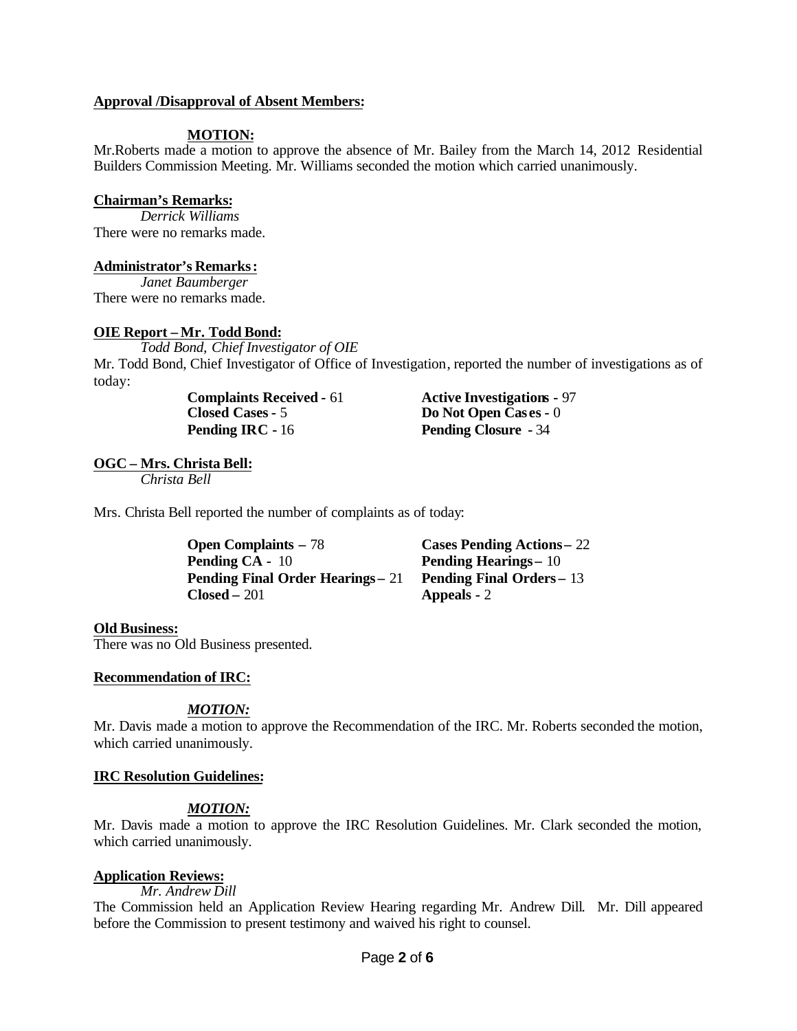**Approval /Disapproval of Absent Members:**

**MOTION:**

Mr.Roberts made a motion to approve the absence of Mr. Bailey from the March 14, 2012 Residential Builders Commission Meeting. Mr. Williams seconded the motion which carried unanimously.

**Chairman's Remarks:**

*Derrick Williams*

There were no remarks made.

**Administrator's Remarks:**

*Janet Baumberger*

There were no remarks made.

**OIE Report – Mr. Todd Bond:**

*Todd Bond, Chief Investigator of OIE*

Mr. Todd Bond, Chief Investigator of Office of Investigation, reported the number of investigations as of today:

| | |
|---|---|
| **Complaints Received** - 61 | **Active Investigations** - 97 |
| **Closed Cases** - 5 | **Do Not Open Cases** - 0 |
| **Pending IRC** - 16 | **Pending Closure** - 34 |

**OGC – Mrs. Christa Bell:**

*Christa Bell*

Mrs. Christa Bell reported the number of complaints as of today:

| | |
|---|---|
| **Open Complaints** – 78 | **Cases Pending Actions** – 22 |
| **Pending CA** - 10 | **Pending Hearings** – 10 |
| **Pending Final Order Hearings** – 21 | **Pending Final Orders** – 13 |
| **Closed** – 201 | **Appeals** - 2 |

**Old Business:**

There was no Old Business presented.

**Recommendation of IRC:**

***MOTION:***

Mr. Davis made a motion to approve the Recommendation of the IRC. Mr. Roberts seconded the motion, which carried unanimously.

**IRC Resolution Guidelines:**

***MOTION:***

Mr. Davis made a motion to approve the IRC Resolution Guidelines. Mr. Clark seconded the motion, which carried unanimously.

**Application Reviews:**

*Mr. Andrew Dill*

The Commission held an Application Review Hearing regarding Mr. Andrew Dill. Mr. Dill appeared before the Commission to present testimony and waived his right to counsel.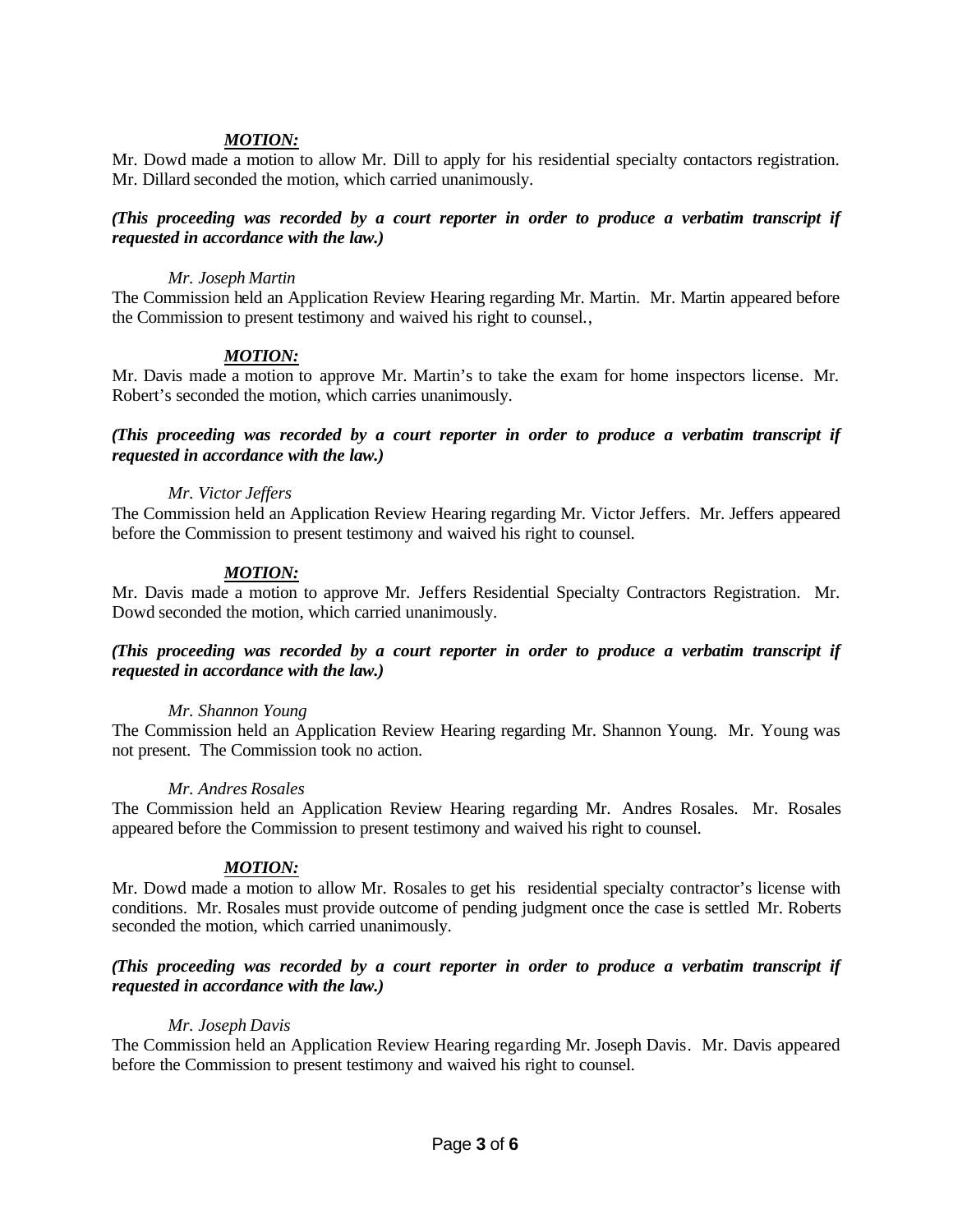***MOTION:***

Mr. Dowd made a motion to allow Mr. Dill to apply for his residential specialty contactors registration. Mr. Dillard seconded the motion, which carried unanimously.

***(This proceeding was recorded by a court reporter in order to produce a verbatim transcript if requested in accordance with the law.)***

*Mr. Joseph Martin*

The Commission held an Application Review Hearing regarding Mr. Martin. Mr. Martin appeared before the Commission to present testimony and waived his right to counsel.,

***MOTION:***

Mr. Davis made a motion to approve Mr. Martin's to take the exam for home inspectors license. Mr. Robert's seconded the motion, which carries unanimously.

***(This proceeding was recorded by a court reporter in order to produce a verbatim transcript if requested in accordance with the law.)***

*Mr. Victor Jeffers*

The Commission held an Application Review Hearing regarding Mr. Victor Jeffers. Mr. Jeffers appeared before the Commission to present testimony and waived his right to counsel.

***MOTION:***

Mr. Davis made a motion to approve Mr. Jeffers Residential Specialty Contractors Registration. Mr. Dowd seconded the motion, which carried unanimously.

***(This proceeding was recorded by a court reporter in order to produce a verbatim transcript if requested in accordance with the law.)***

*Mr. Shannon Young*

The Commission held an Application Review Hearing regarding Mr. Shannon Young. Mr. Young was not present. The Commission took no action.

*Mr. Andres Rosales*

The Commission held an Application Review Hearing regarding Mr. Andres Rosales. Mr. Rosales appeared before the Commission to present testimony and waived his right to counsel.

***MOTION:***

Mr. Dowd made a motion to allow Mr. Rosales to get his residential specialty contractor's license with conditions. Mr. Rosales must provide outcome of pending judgment once the case is settled Mr. Roberts seconded the motion, which carried unanimously.

***(This proceeding was recorded by a court reporter in order to produce a verbatim transcript if requested in accordance with the law.)***

*Mr. Joseph Davis*

The Commission held an Application Review Hearing regarding Mr. Joseph Davis. Mr. Davis appeared before the Commission to present testimony and waived his right to counsel.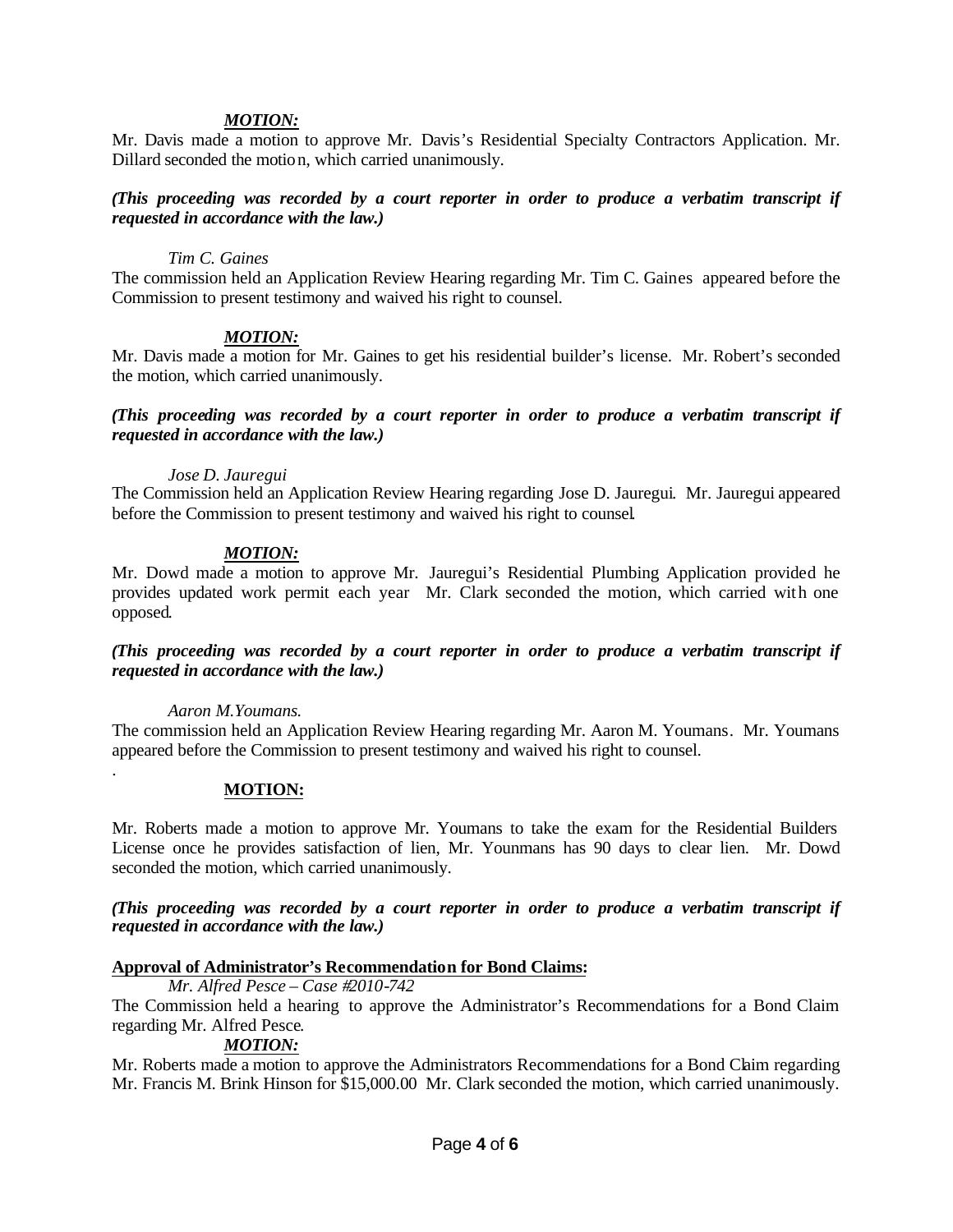***MOTION:***

Mr. Davis made a motion to approve Mr. Davis's Residential Specialty Contractors Application. Mr. Dillard seconded the motion, which carried unanimously.

***(This proceeding was recorded by a court reporter in order to produce a verbatim transcript if requested in accordance with the law.)***

*Tim C. Gaines*

The commission held an Application Review Hearing regarding Mr. Tim C. Gaines appeared before the Commission to present testimony and waived his right to counsel.

***MOTION:***

Mr. Davis made a motion for Mr. Gaines to get his residential builder's license. Mr. Robert's seconded the motion, which carried unanimously.

***(This proceeding was recorded by a court reporter in order to produce a verbatim transcript if requested in accordance with the law.)***

*Jose D. Jauregui*

The Commission held an Application Review Hearing regarding Jose D. Jauregui. Mr. Jauregui appeared before the Commission to present testimony and waived his right to counsel.

***MOTION:***

Mr. Dowd made a motion to approve Mr. Jauregui's Residential Plumbing Application provided he provides updated work permit each year Mr. Clark seconded the motion, which carried with one opposed.

***(This proceeding was recorded by a court reporter in order to produce a verbatim transcript if requested in accordance with the law.)***

*Aaron M.Youmans.*

The commission held an Application Review Hearing regarding Mr. Aaron M. Youmans. Mr. Youmans appeared before the Commission to present testimony and waived his right to counsel.

.

**MOTION:**

Mr. Roberts made a motion to approve Mr. Youmans to take the exam for the Residential Builders License once he provides satisfaction of lien, Mr. Younmans has 90 days to clear lien. Mr. Dowd seconded the motion, which carried unanimously.

***(This proceeding was recorded by a court reporter in order to produce a verbatim transcript if requested in accordance with the law.)***

**Approval of Administrator's Recommendation for Bond Claims:**

*Mr. Alfred Pesce – Case #2010-742*

The Commission held a hearing to approve the Administrator's Recommendations for a Bond Claim regarding Mr. Alfred Pesce.

***MOTION:***

Mr. Roberts made a motion to approve the Administrators Recommendations for a Bond Claim regarding Mr. Francis M. Brink Hinson for $15,000.00 Mr. Clark seconded the motion, which carried unanimously.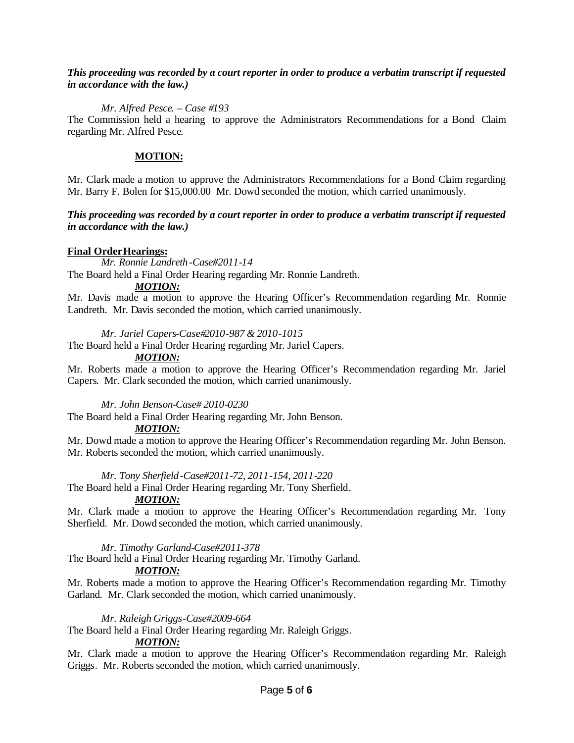***This proceeding was recorded by a court reporter in order to produce a verbatim transcript if requested in accordance with the law.)***

*Mr. Alfred Pesce. – Case #193*

The Commission held a hearing to approve the Administrators Recommendations for a Bond Claim regarding Mr. Alfred Pesce.

**MOTION:**

Mr. Clark made a motion to approve the Administrators Recommendations for a Bond Claim regarding Mr. Barry F. Bolen for $15,000.00 Mr. Dowd seconded the motion, which carried unanimously.

***This proceeding was recorded by a court reporter in order to produce a verbatim transcript if requested in accordance with the law.)***

**Final Order Hearings:**

*Mr. Ronnie Landreth-Case#2011-14*

The Board held a Final Order Hearing regarding Mr. Ronnie Landreth.

***MOTION:***

Mr. Davis made a motion to approve the Hearing Officer's Recommendation regarding Mr. Ronnie Landreth. Mr. Davis seconded the motion, which carried unanimously.

*Mr. Jariel Capers-Case#2010-987 & 2010-1015*

The Board held a Final Order Hearing regarding Mr. Jariel Capers.

***MOTION:***

Mr. Roberts made a motion to approve the Hearing Officer's Recommendation regarding Mr. Jariel Capers. Mr. Clark seconded the motion, which carried unanimously.

*Mr. John Benson-Case# 2010-0230*

The Board held a Final Order Hearing regarding Mr. John Benson.

***MOTION:***

Mr. Dowd made a motion to approve the Hearing Officer's Recommendation regarding Mr. John Benson. Mr. Roberts seconded the motion, which carried unanimously.

*Mr. Tony Sherfield-Case#2011-72, 2011-154, 2011-220*

The Board held a Final Order Hearing regarding Mr. Tony Sherfield.

***MOTION:***

Mr. Clark made a motion to approve the Hearing Officer's Recommendation regarding Mr. Tony Sherfield. Mr. Dowd seconded the motion, which carried unanimously.

*Mr. Timothy Garland-Case#2011-378*

The Board held a Final Order Hearing regarding Mr. Timothy Garland.

***MOTION:***

Mr. Roberts made a motion to approve the Hearing Officer's Recommendation regarding Mr. Timothy Garland. Mr. Clark seconded the motion, which carried unanimously.

*Mr. Raleigh Griggs-Case#2009-664*

The Board held a Final Order Hearing regarding Mr. Raleigh Griggs.

***MOTION:***

Mr. Clark made a motion to approve the Hearing Officer's Recommendation regarding Mr. Raleigh Griggs. Mr. Roberts seconded the motion, which carried unanimously.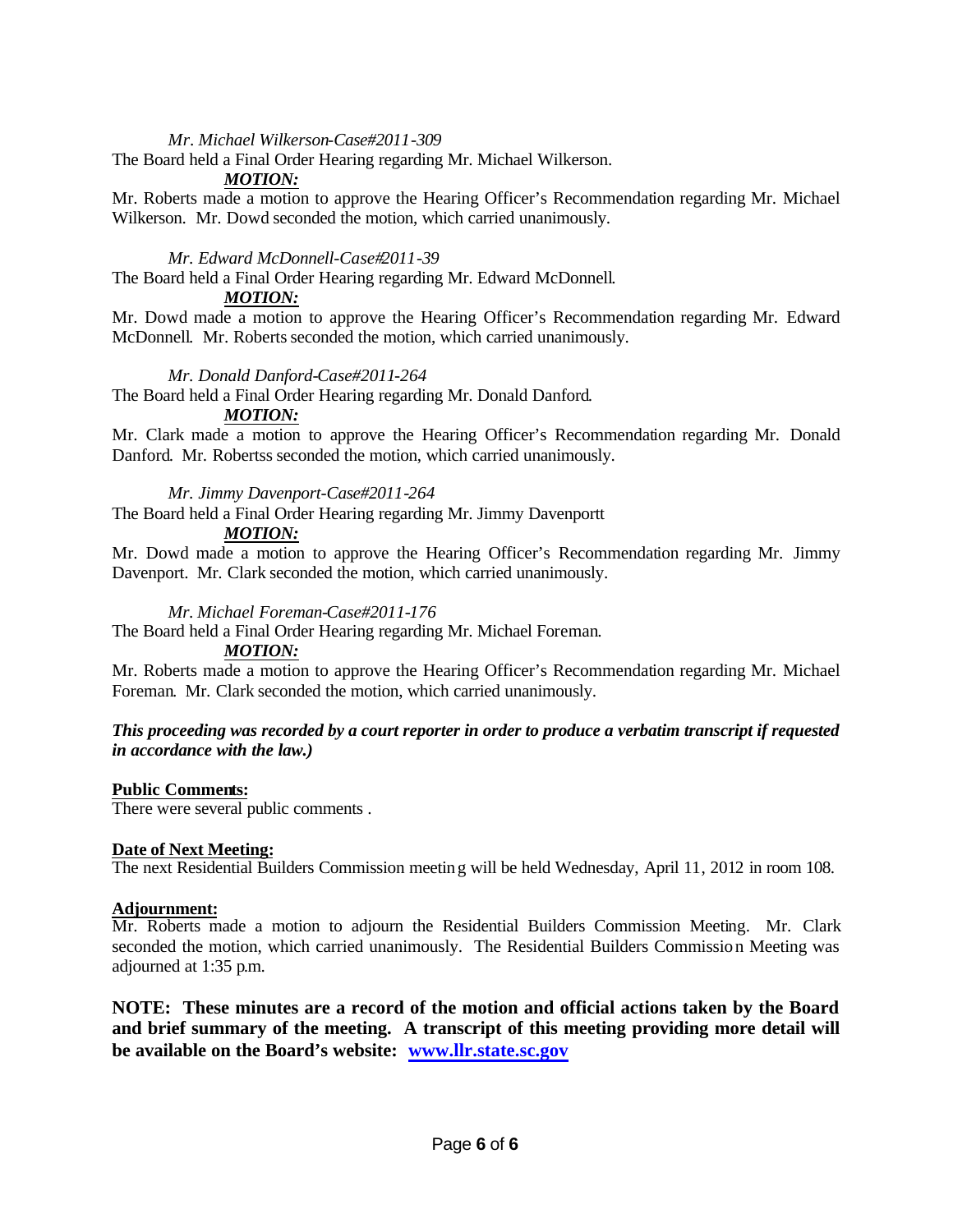*Mr. Michael Wilkerson-Case#2011-309*

The Board held a Final Order Hearing regarding Mr. Michael Wilkerson.

***MOTION:***

Mr. Roberts made a motion to approve the Hearing Officer's Recommendation regarding Mr. Michael Wilkerson. Mr. Dowd seconded the motion, which carried unanimously.

*Mr. Edward McDonnell-Case#2011-39*

The Board held a Final Order Hearing regarding Mr. Edward McDonnell.

***MOTION:***

Mr. Dowd made a motion to approve the Hearing Officer's Recommendation regarding Mr. Edward McDonnell. Mr. Roberts seconded the motion, which carried unanimously.

*Mr. Donald Danford-Case#2011-264*

The Board held a Final Order Hearing regarding Mr. Donald Danford.

***MOTION:***

Mr. Clark made a motion to approve the Hearing Officer's Recommendation regarding Mr. Donald Danford. Mr. Robertss seconded the motion, which carried unanimously.

*Mr. Jimmy Davenport-Case#2011-264*

The Board held a Final Order Hearing regarding Mr. Jimmy Davenportt

***MOTION:***

Mr. Dowd made a motion to approve the Hearing Officer's Recommendation regarding Mr. Jimmy Davenport. Mr. Clark seconded the motion, which carried unanimously.

*Mr. Michael Foreman-Case#2011-176*

The Board held a Final Order Hearing regarding Mr. Michael Foreman.

***MOTION:***

Mr. Roberts made a motion to approve the Hearing Officer's Recommendation regarding Mr. Michael Foreman. Mr. Clark seconded the motion, which carried unanimously.

***This proceeding was recorded by a court reporter in order to produce a verbatim transcript if requested in accordance with the law.)***

**Public Comments:**

There were several public comments .

**Date of Next Meeting:**

The next Residential Builders Commission meeting will be held Wednesday, April 11, 2012 in room 108.

**Adjournment:**

Mr. Roberts made a motion to adjourn the Residential Builders Commission Meeting. Mr. Clark seconded the motion, which carried unanimously. The Residential Builders Commission Meeting was adjourned at 1:35 p.m.

**NOTE: These minutes are a record of the motion and official actions taken by the Board and brief summary of the meeting. A transcript of this meeting providing more detail will be available on the Board's website: www.llr.state.sc.gov**